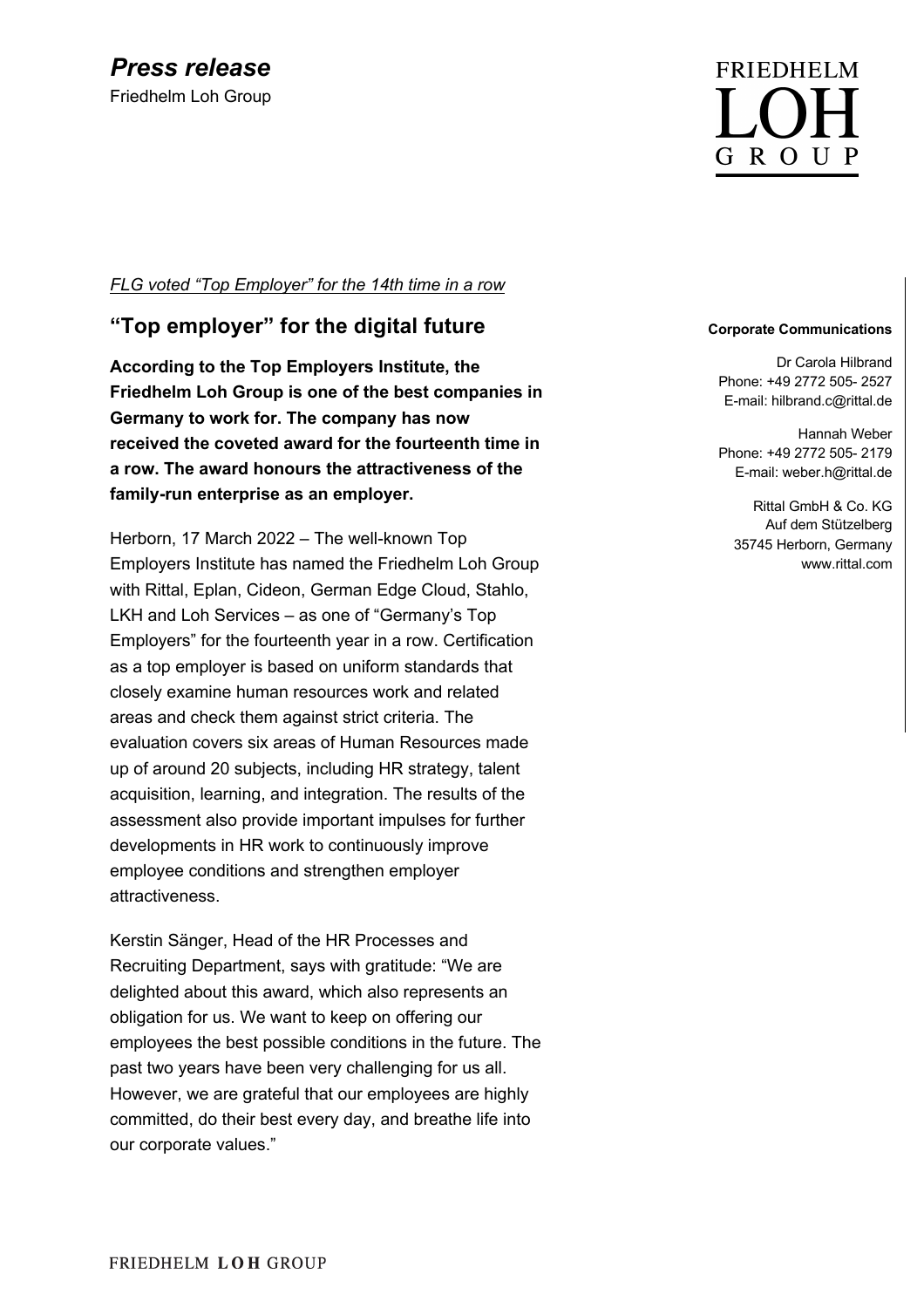*Press release*

Friedhelm Loh Group

FRIEDHELM LOH GROUP

**Corporate Communications**

Dr Carola Hilbrand
Phone: +49 2772 505- 2527
E-mail: hilbrand.c@rittal.de

Hannah Weber
Phone: +49 2772 505- 2179
E-mail: weber.h@rittal.de

Rittal GmbH & Co. KG
Auf dem Stützelberg
35745 Herborn, Germany
www.rittal.com

*FLG voted "Top Employer" for the 14th time in a row*

## "Top employer" for the digital future

**According to the Top Employers Institute, the Friedhelm Loh Group is one of the best companies in Germany to work for. The company has now received the coveted award for the fourteenth time in a row. The award honours the attractiveness of the family-run enterprise as an employer.**

Herborn, 17 March 2022 – The well-known Top Employers Institute has named the Friedhelm Loh Group with Rittal, Eplan, Cideon, German Edge Cloud, Stahlo, LKH and Loh Services – as one of "Germany's Top Employers" for the fourteenth year in a row. Certification as a top employer is based on uniform standards that closely examine human resources work and related areas and check them against strict criteria. The evaluation covers six areas of Human Resources made up of around 20 subjects, including HR strategy, talent acquisition, learning, and integration. The results of the assessment also provide important impulses for further developments in HR work to continuously improve employee conditions and strengthen employer attractiveness.

Kerstin Sänger, Head of the HR Processes and Recruiting Department, says with gratitude: "We are delighted about this award, which also represents an obligation for us. We want to keep on offering our employees the best possible conditions in the future. The past two years have been very challenging for us all. However, we are grateful that our employees are highly committed, do their best every day, and breathe life into our corporate values."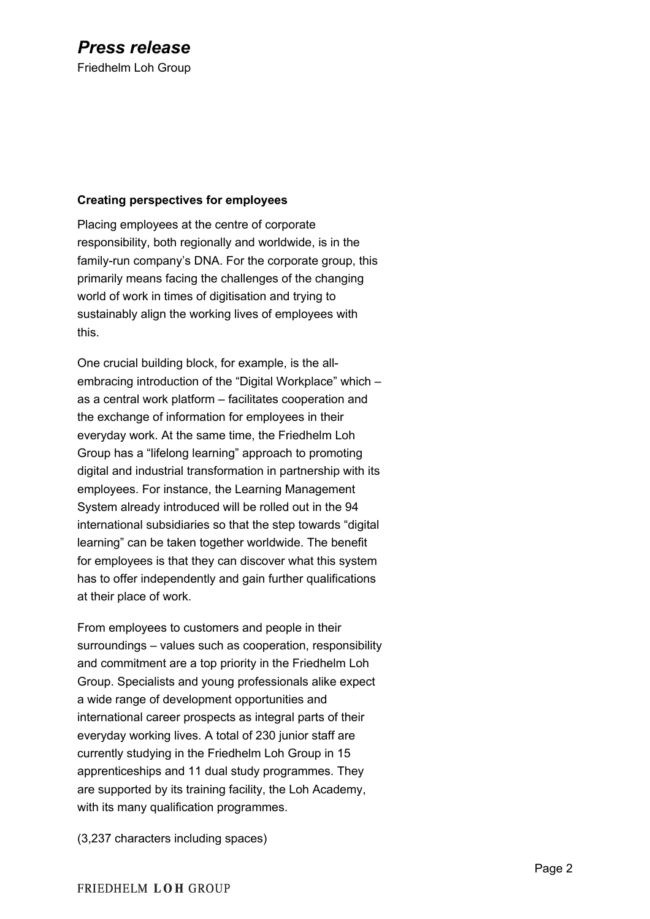**Creating perspectives for employees**

Placing employees at the centre of corporate responsibility, both regionally and worldwide, is in the family-run company's DNA. For the corporate group, this primarily means facing the challenges of the changing world of work in times of digitisation and trying to sustainably align the working lives of employees with this.

One crucial building block, for example, is the all-embracing introduction of the "Digital Workplace" which – as a central work platform – facilitates cooperation and the exchange of information for employees in their everyday work. At the same time, the Friedhelm Loh Group has a "lifelong learning" approach to promoting digital and industrial transformation in partnership with its employees. For instance, the Learning Management System already introduced will be rolled out in the 94 international subsidiaries so that the step towards "digital learning" can be taken together worldwide. The benefit for employees is that they can discover what this system has to offer independently and gain further qualifications at their place of work.

From employees to customers and people in their surroundings – values such as cooperation, responsibility and commitment are a top priority in the Friedhelm Loh Group. Specialists and young professionals alike expect a wide range of development opportunities and international career prospects as integral parts of their everyday working lives. A total of 230 junior staff are currently studying in the Friedhelm Loh Group in 15 apprenticeships and 11 dual study programmes. They are supported by its training facility, the Loh Academy, with its many qualification programmes.

(3,237 characters including spaces)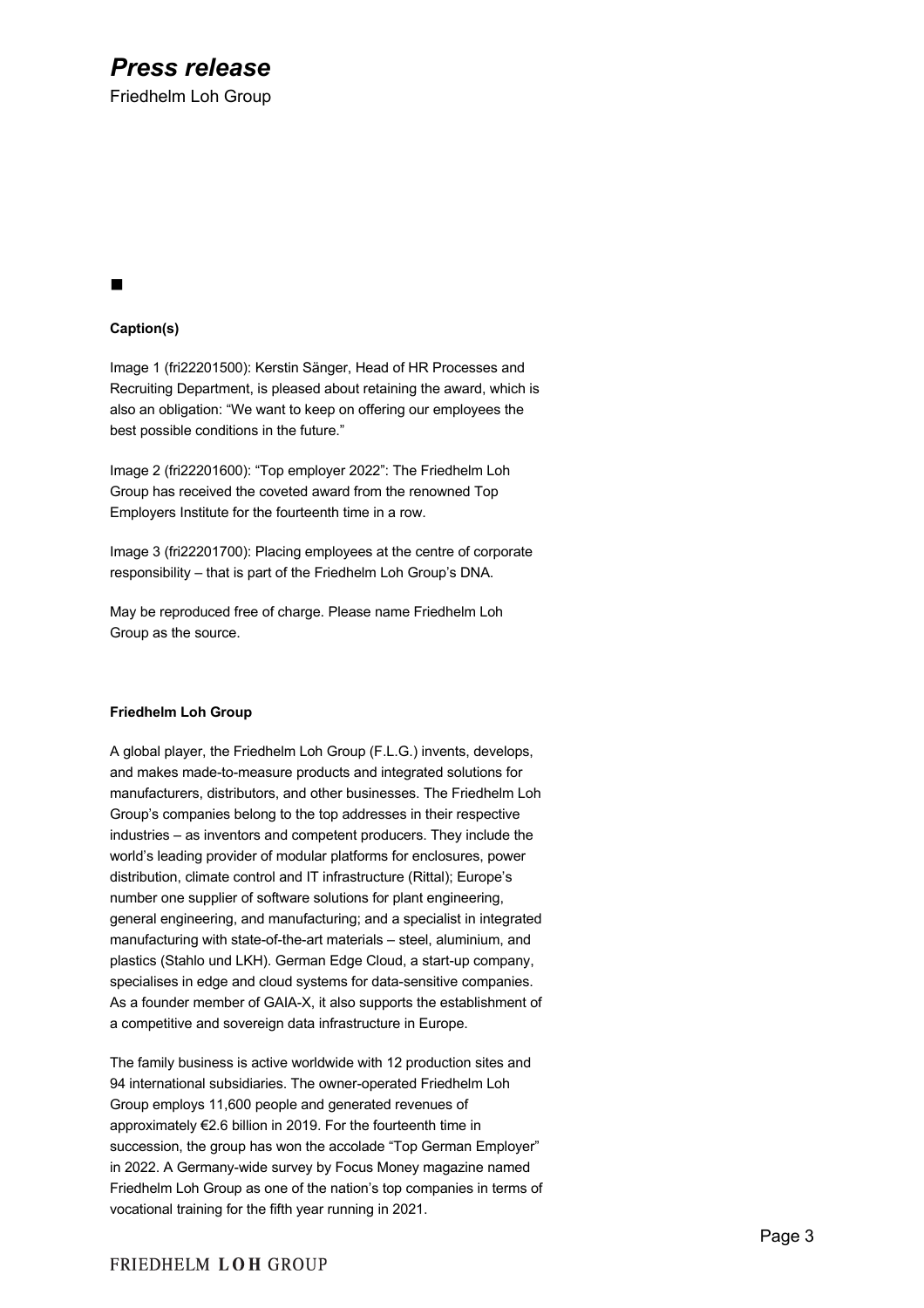■

**Caption(s)**

Image 1 (fri22201500): Kerstin Sänger, Head of HR Processes and Recruiting Department, is pleased about retaining the award, which is also an obligation: "We want to keep on offering our employees the best possible conditions in the future."

Image 2 (fri22201600): "Top employer 2022": The Friedhelm Loh Group has received the coveted award from the renowned Top Employers Institute for the fourteenth time in a row.

Image 3 (fri22201700): Placing employees at the centre of corporate responsibility – that is part of the Friedhelm Loh Group's DNA.

May be reproduced free of charge. Please name Friedhelm Loh Group as the source.

**Friedhelm Loh Group**

A global player, the Friedhelm Loh Group (F.L.G.) invents, develops, and makes made-to-measure products and integrated solutions for manufacturers, distributors, and other businesses. The Friedhelm Loh Group's companies belong to the top addresses in their respective industries – as inventors and competent producers. They include the world's leading provider of modular platforms for enclosures, power distribution, climate control and IT infrastructure (Rittal); Europe's number one supplier of software solutions for plant engineering, general engineering, and manufacturing; and a specialist in integrated manufacturing with state-of-the-art materials – steel, aluminium, and plastics (Stahlo und LKH). German Edge Cloud, a start-up company, specialises in edge and cloud systems for data-sensitive companies. As a founder member of GAIA-X, it also supports the establishment of a competitive and sovereign data infrastructure in Europe.

The family business is active worldwide with 12 production sites and 94 international subsidiaries. The owner-operated Friedhelm Loh Group employs 11,600 people and generated revenues of approximately €2.6 billion in 2019. For the fourteenth time in succession, the group has won the accolade "Top German Employer" in 2022. A Germany-wide survey by Focus Money magazine named Friedhelm Loh Group as one of the nation's top companies in terms of vocational training for the fifth year running in 2021.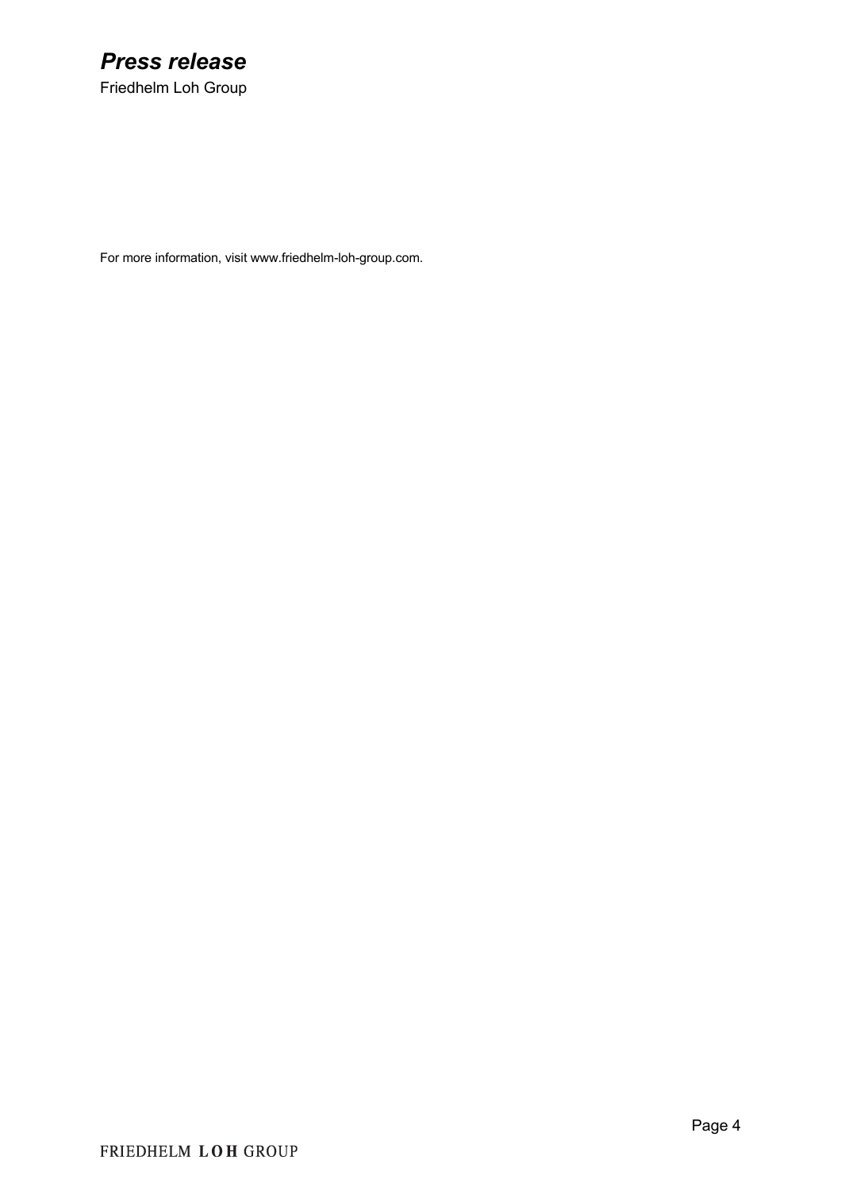For more information, visit www.friedhelm-loh-group.com.